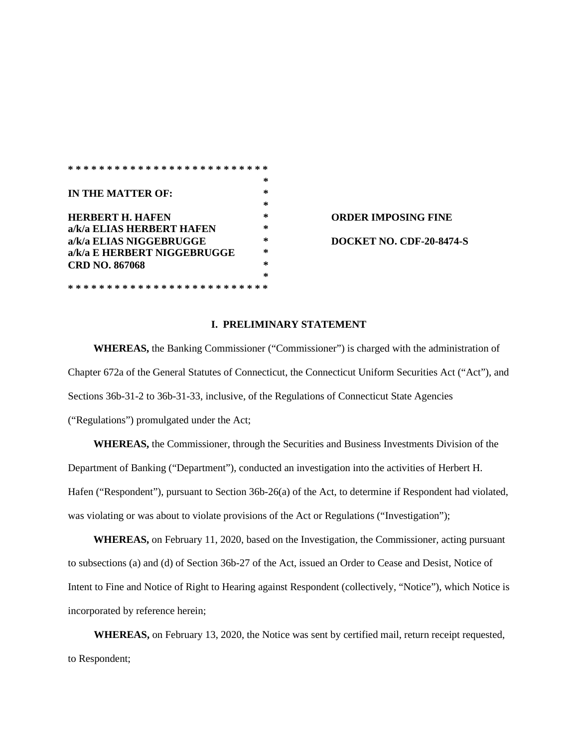**IN THE MATTER OF:**

**HERBERT H. HAFEN**
**a/k/a ELIAS HERBERT HAFEN**
**a/k/a ELIAS NIGGEBRUGGE**
**a/k/a E HERBERT NIGGEBRUGGE**
**CRD NO. 867068**

**ORDER IMPOSING FINE**

**DOCKET NO. CDF-20-8474-S**

## I. PRELIMINARY STATEMENT

**WHEREAS,** the Banking Commissioner ("Commissioner") is charged with the administration of Chapter 672a of the General Statutes of Connecticut, the Connecticut Uniform Securities Act ("Act"), and Sections 36b-31-2 to 36b-31-33, inclusive, of the Regulations of Connecticut State Agencies ("Regulations") promulgated under the Act;

**WHEREAS,** the Commissioner, through the Securities and Business Investments Division of the Department of Banking ("Department"), conducted an investigation into the activities of Herbert H. Hafen ("Respondent"), pursuant to Section 36b-26(a) of the Act, to determine if Respondent had violated, was violating or was about to violate provisions of the Act or Regulations ("Investigation");

**WHEREAS,** on February 11, 2020, based on the Investigation, the Commissioner, acting pursuant to subsections (a) and (d) of Section 36b-27 of the Act, issued an Order to Cease and Desist, Notice of Intent to Fine and Notice of Right to Hearing against Respondent (collectively, "Notice"), which Notice is incorporated by reference herein;

**WHEREAS,** on February 13, 2020, the Notice was sent by certified mail, return receipt requested, to Respondent;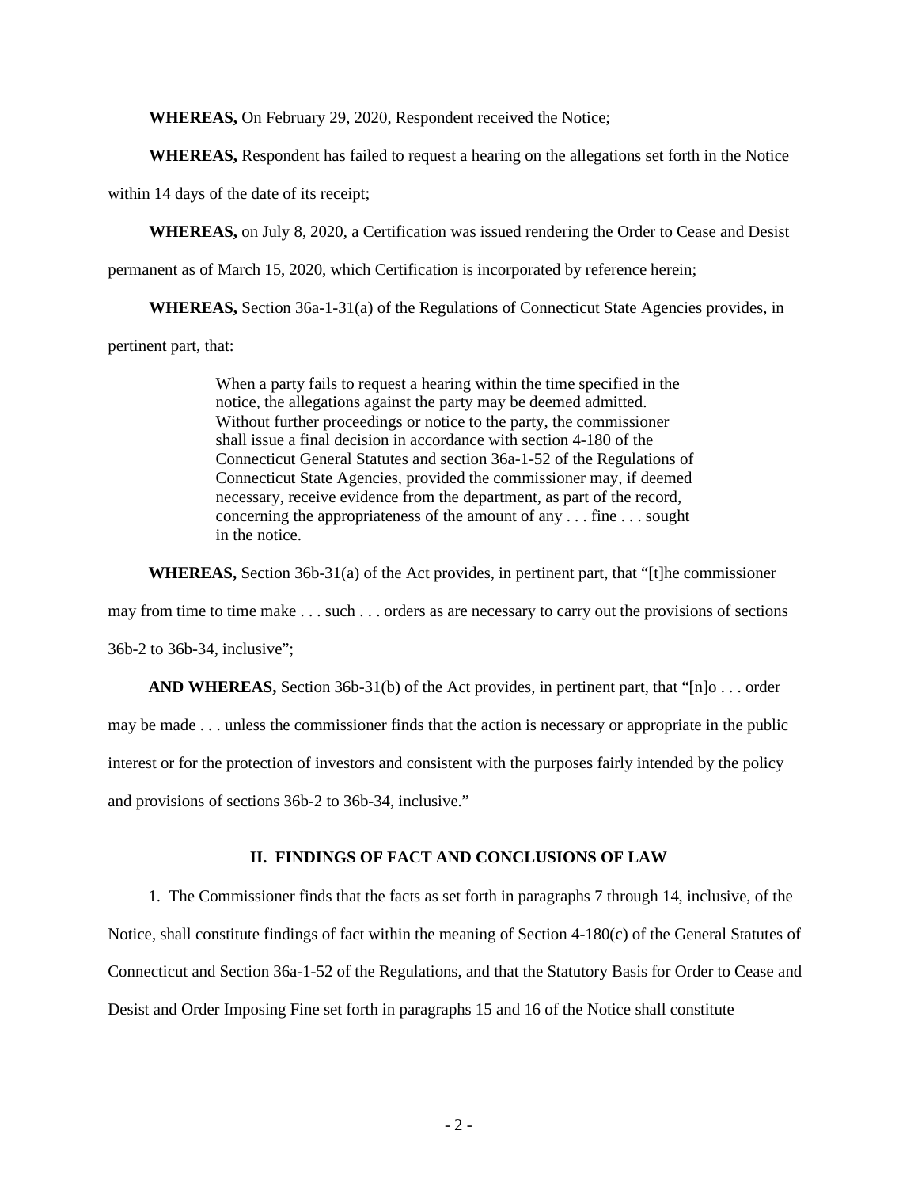**WHEREAS,** On February 29, 2020, Respondent received the Notice;

**WHEREAS,** Respondent has failed to request a hearing on the allegations set forth in the Notice within 14 days of the date of its receipt;

**WHEREAS,** on July 8, 2020, a Certification was issued rendering the Order to Cease and Desist permanent as of March 15, 2020, which Certification is incorporated by reference herein;

**WHEREAS,** Section 36a-1-31(a) of the Regulations of Connecticut State Agencies provides, in pertinent part, that:

> When a party fails to request a hearing within the time specified in the notice, the allegations against the party may be deemed admitted. Without further proceedings or notice to the party, the commissioner shall issue a final decision in accordance with section 4-180 of the Connecticut General Statutes and section 36a-1-52 of the Regulations of Connecticut State Agencies, provided the commissioner may, if deemed necessary, receive evidence from the department, as part of the record, concerning the appropriateness of the amount of any . . . fine . . . sought in the notice.

**WHEREAS,** Section 36b-31(a) of the Act provides, in pertinent part, that "[t]he commissioner may from time to time make . . . such . . . orders as are necessary to carry out the provisions of sections 36b-2 to 36b-34, inclusive";

**AND WHEREAS,** Section 36b-31(b) of the Act provides, in pertinent part, that "[n]o . . . order may be made . . . unless the commissioner finds that the action is necessary or appropriate in the public interest or for the protection of investors and consistent with the purposes fairly intended by the policy and provisions of sections 36b-2 to 36b-34, inclusive."

## II. FINDINGS OF FACT AND CONCLUSIONS OF LAW

1. The Commissioner finds that the facts as set forth in paragraphs 7 through 14, inclusive, of the Notice, shall constitute findings of fact within the meaning of Section 4-180(c) of the General Statutes of Connecticut and Section 36a-1-52 of the Regulations, and that the Statutory Basis for Order to Cease and Desist and Order Imposing Fine set forth in paragraphs 15 and 16 of the Notice shall constitute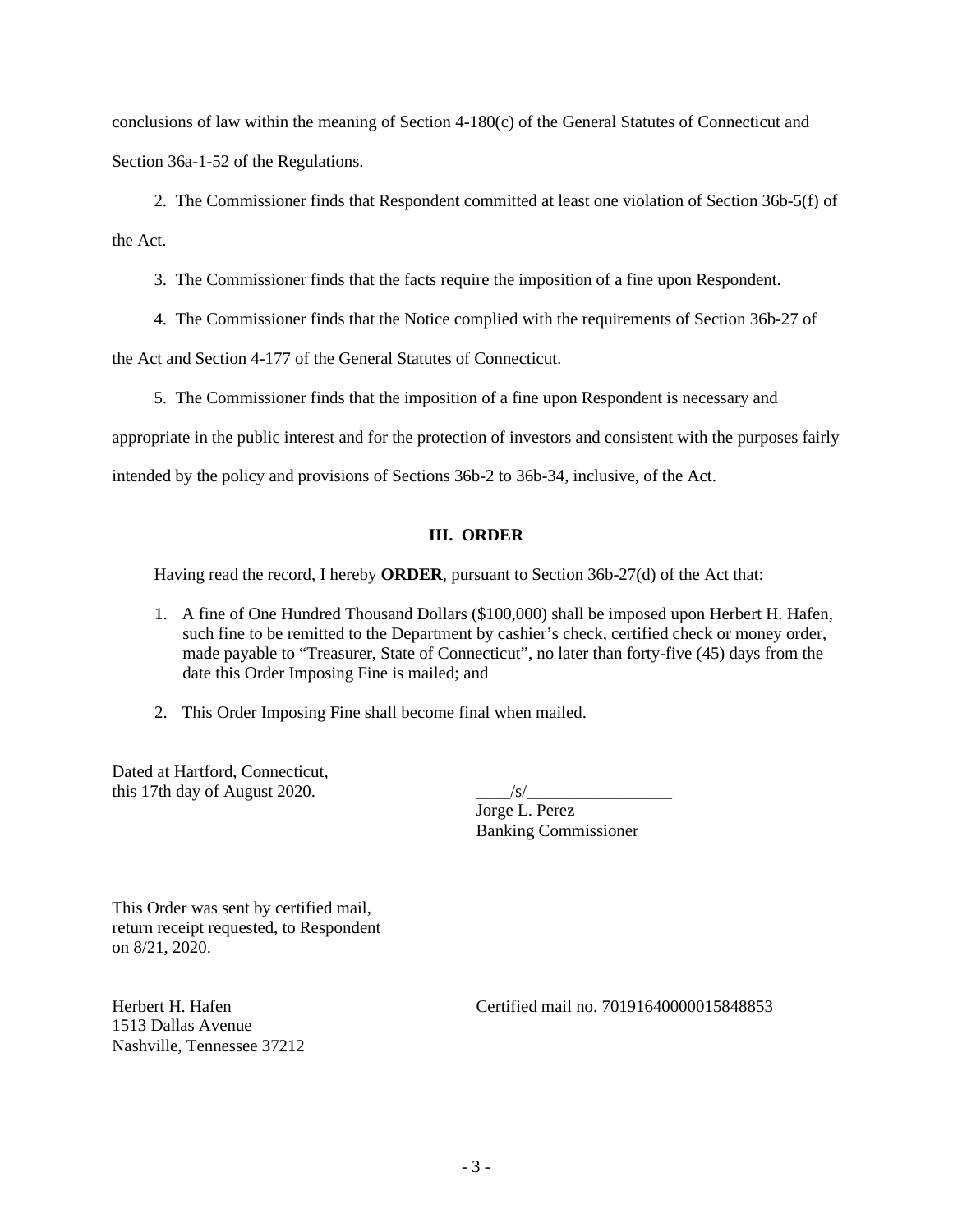conclusions of law within the meaning of Section 4-180(c) of the General Statutes of Connecticut and Section 36a-1-52 of the Regulations.

2. The Commissioner finds that Respondent committed at least one violation of Section 36b-5(f) of the Act.

3. The Commissioner finds that the facts require the imposition of a fine upon Respondent.

4. The Commissioner finds that the Notice complied with the requirements of Section 36b-27 of the Act and Section 4-177 of the General Statutes of Connecticut.

5. The Commissioner finds that the imposition of a fine upon Respondent is necessary and appropriate in the public interest and for the protection of investors and consistent with the purposes fairly intended by the policy and provisions of Sections 36b-2 to 36b-34, inclusive, of the Act.

## III. ORDER

Having read the record, I hereby **ORDER**, pursuant to Section 36b-27(d) of the Act that:

1. A fine of One Hundred Thousand Dollars ($100,000) shall be imposed upon Herbert H. Hafen, such fine to be remitted to the Department by cashier's check, certified check or money order, made payable to "Treasurer, State of Connecticut", no later than forty-five (45) days from the date this Order Imposing Fine is mailed; and

2. This Order Imposing Fine shall become final when mailed.

Dated at Hartford, Connecticut,
this 17th day of August 2020.

____/s/_________________
Jorge L. Perez
Banking Commissioner

This Order was sent by certified mail,
return receipt requested, to Respondent
on 8/21, 2020.

Herbert H. Hafen
1513 Dallas Avenue
Nashville, Tennessee 37212

Certified mail no. 70191640000015848853